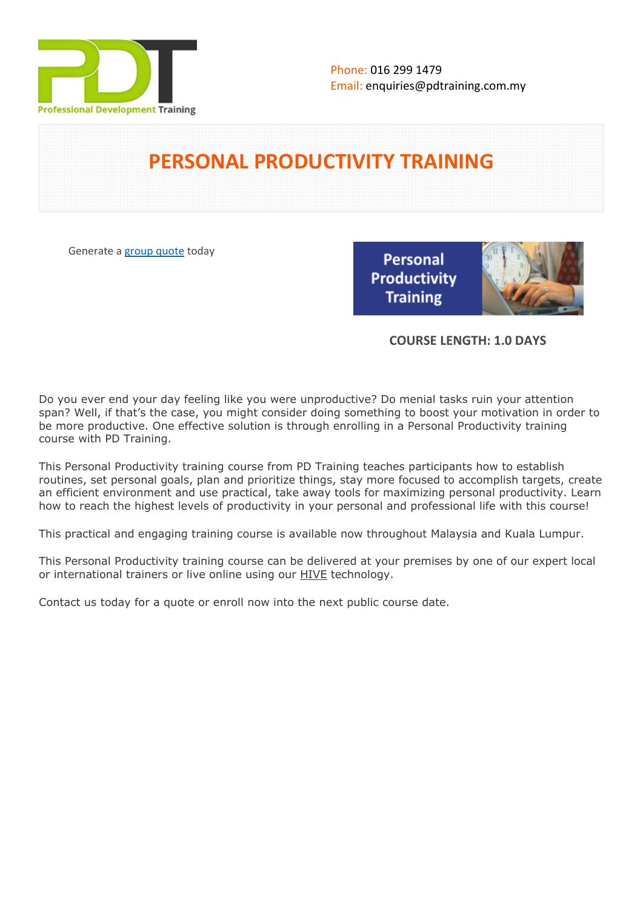Phone: 016 299 1479
Email: enquiries@pdtraining.com.my

# PERSONAL PRODUCTIVITY TRAINING

Generate a group quote today

**COURSE LENGTH: 1.0 DAYS**

Do you ever end your day feeling like you were unproductive? Do menial tasks ruin your attention span? Well, if that's the case, you might consider doing something to boost your motivation in order to be more productive. One effective solution is through enrolling in a Personal Productivity training course with PD Training.

This Personal Productivity training course from PD Training teaches participants how to establish routines, set personal goals, plan and prioritize things, stay more focused to accomplish targets, create an efficient environment and use practical, take away tools for maximizing personal productivity. Learn how to reach the highest levels of productivity in your personal and professional life with this course!

This practical and engaging training course is available now throughout Malaysia and Kuala Lumpur.

This Personal Productivity training course can be delivered at your premises by one of our expert local or international trainers or live online using our HIVE technology.

Contact us today for a quote or enroll now into the next public course date.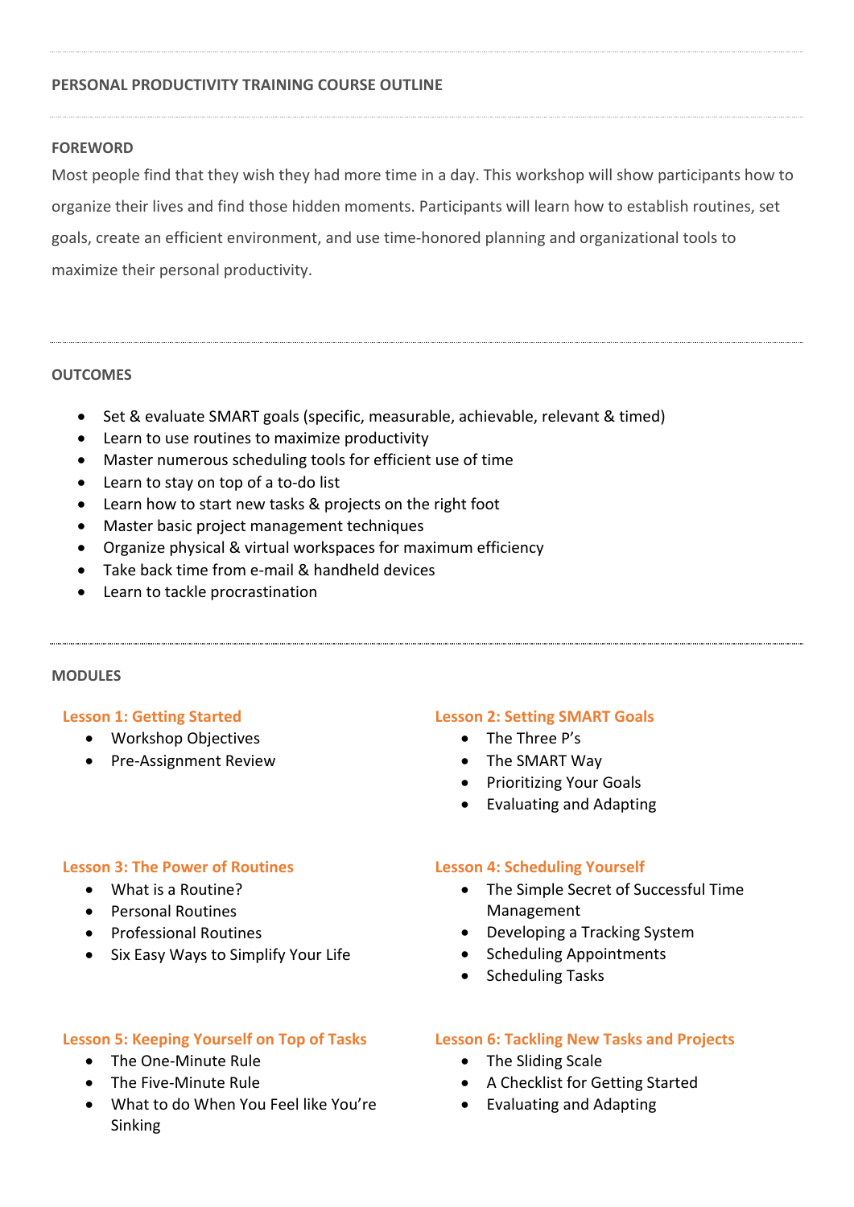## PERSONAL PRODUCTIVITY TRAINING COURSE OUTLINE

### FOREWORD

Most people find that they wish they had more time in a day. This workshop will show participants how to organize their lives and find those hidden moments. Participants will learn how to establish routines, set goals, create an efficient environment, and use time-honored planning and organizational tools to maximize their personal productivity.

### OUTCOMES

- Set & evaluate SMART goals (specific, measurable, achievable, relevant & timed)
- Learn to use routines to maximize productivity
- Master numerous scheduling tools for efficient use of time
- Learn to stay on top of a to-do list
- Learn how to start new tasks & projects on the right foot
- Master basic project management techniques
- Organize physical & virtual workspaces for maximum efficiency
- Take back time from e-mail & handheld devices
- Learn to tackle procrastination

### MODULES

#### Lesson 1: Getting Started

- Workshop Objectives
- Pre-Assignment Review

#### Lesson 2: Setting SMART Goals

- The Three P's
- The SMART Way
- Prioritizing Your Goals
- Evaluating and Adapting

#### Lesson 3: The Power of Routines

- What is a Routine?
- Personal Routines
- Professional Routines
- Six Easy Ways to Simplify Your Life

#### Lesson 4: Scheduling Yourself

- The Simple Secret of Successful Time Management
- Developing a Tracking System
- Scheduling Appointments
- Scheduling Tasks

#### Lesson 5: Keeping Yourself on Top of Tasks

- The One-Minute Rule
- The Five-Minute Rule
- What to do When You Feel like You're Sinking

#### Lesson 6: Tackling New Tasks and Projects

- The Sliding Scale
- A Checklist for Getting Started
- Evaluating and Adapting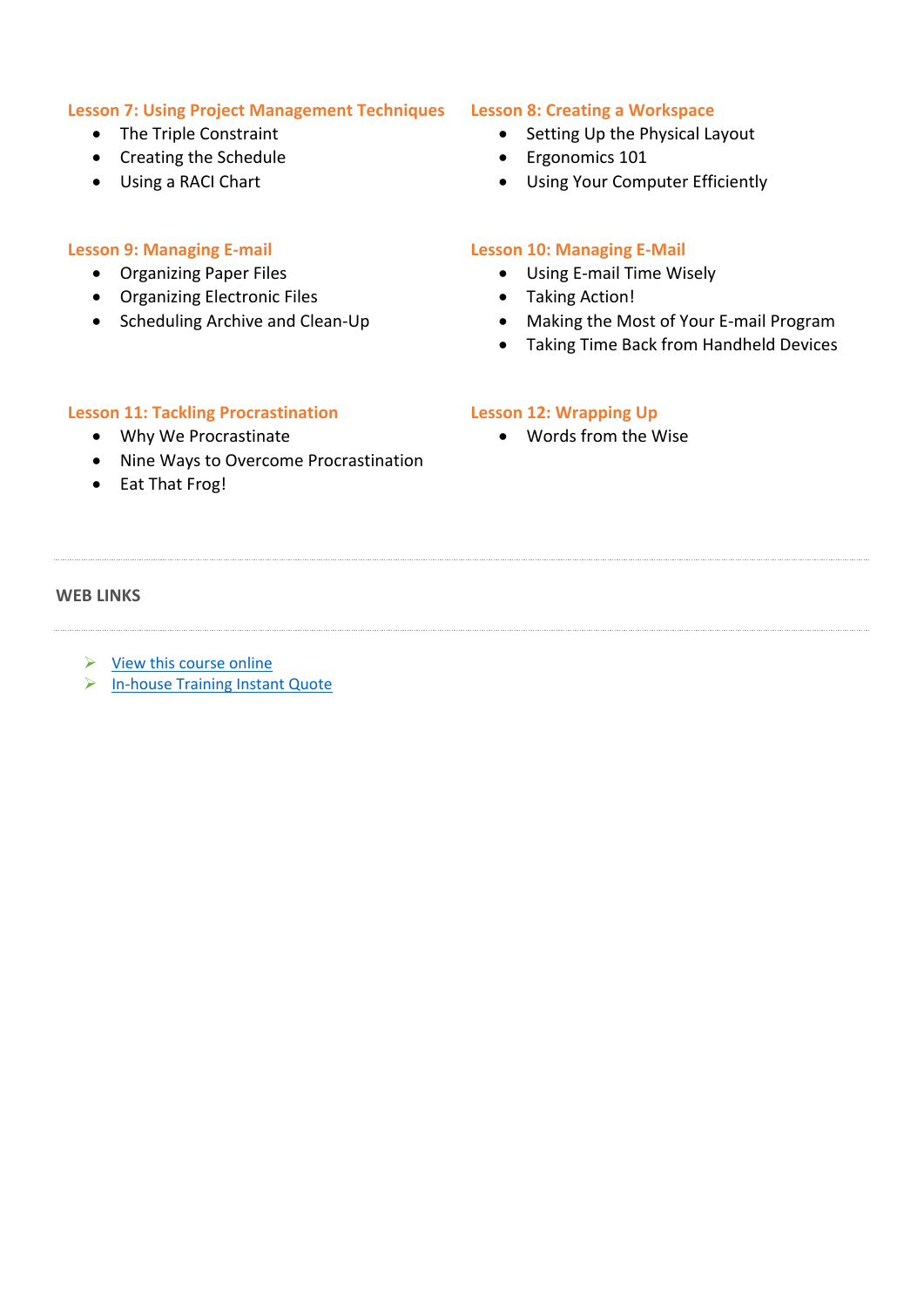### Lesson 7: Using Project Management Techniques

- The Triple Constraint
- Creating the Schedule
- Using a RACI Chart

### Lesson 8: Creating a Workspace

- Setting Up the Physical Layout
- Ergonomics 101
- Using Your Computer Efficiently

### Lesson 9: Managing E-mail

- Organizing Paper Files
- Organizing Electronic Files
- Scheduling Archive and Clean-Up

### Lesson 10: Managing E-Mail

- Using E-mail Time Wisely
- Taking Action!
- Making the Most of Your E-mail Program
- Taking Time Back from Handheld Devices

### Lesson 11: Tackling Procrastination

- Why We Procrastinate
- Nine Ways to Overcome Procrastination
- Eat That Frog!

### Lesson 12: Wrapping Up

- Words from the Wise

---

**WEB LINKS**

---

- View this course online
- In-house Training Instant Quote